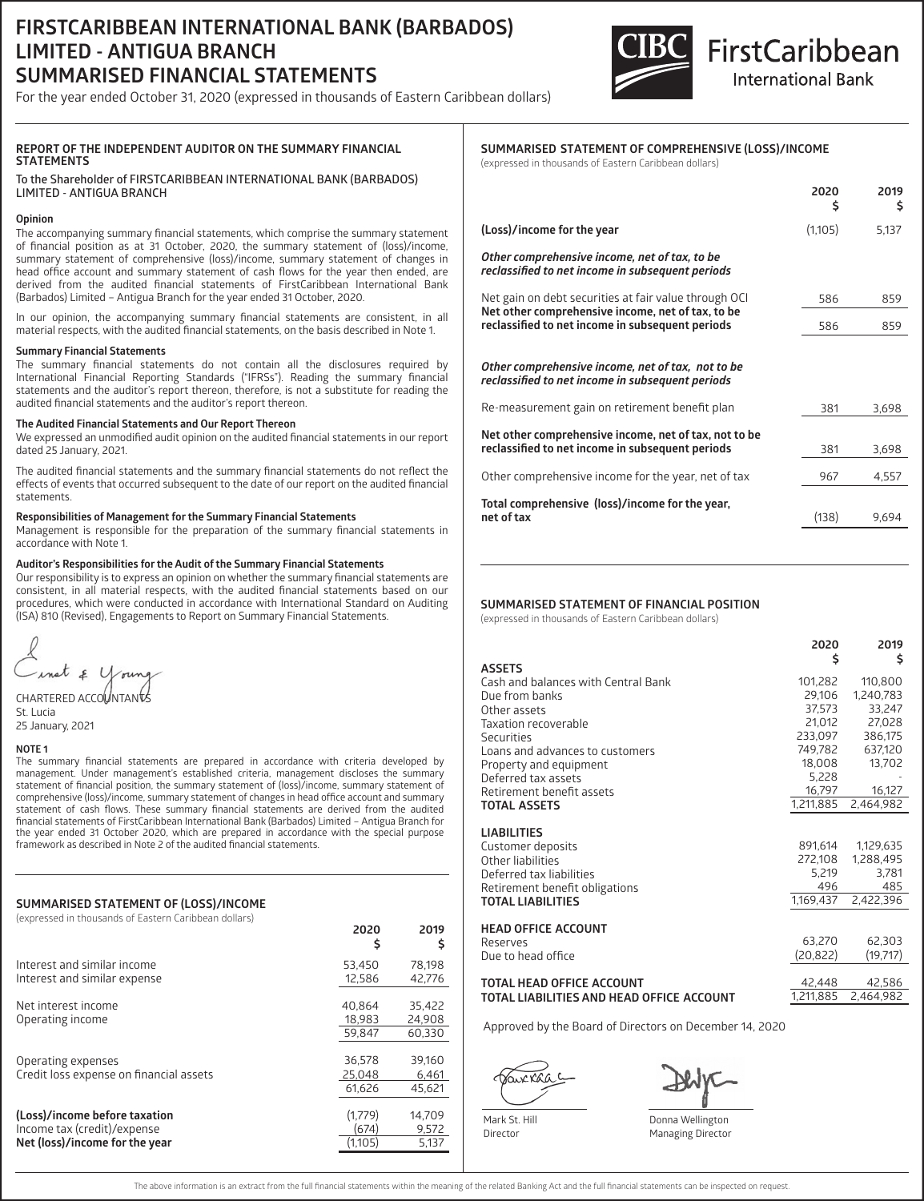# FIRSTCARIBBEAN INTERNATIONAL BANK (BARBADOS) LIMITED - ANTIGUA BRANCH
# SUMMARISED FINANCIAL STATEMENTS

For the year ended October 31, 2020 (expressed in thousands of Eastern Caribbean dollars)

## REPORT OF THE INDEPENDENT AUDITOR ON THE SUMMARY FINANCIAL STATEMENTS

To the Shareholder of FIRSTCARIBBEAN INTERNATIONAL BANK (BARBADOS) LIMITED - ANTIGUA BRANCH

**Opinion**

The accompanying summary financial statements, which comprise the summary statement of financial position as at 31 October, 2020, the summary statement of (loss)/income, summary statement of comprehensive (loss)/income, summary statement of changes in head office account and summary statement of cash flows for the year then ended, are derived from the audited financial statements of FirstCaribbean International Bank (Barbados) Limited – Antigua Branch for the year ended 31 October, 2020.

In our opinion, the accompanying summary financial statements are consistent, in all material respects, with the audited financial statements, on the basis described in Note 1.

**Summary Financial Statements**

The summary financial statements do not contain all the disclosures required by International Financial Reporting Standards ("IFRSs"). Reading the summary financial statements and the auditor's report thereon, therefore, is not a substitute for reading the audited financial statements and the auditor's report thereon.

**The Audited Financial Statements and Our Report Thereon**

We expressed an unmodified audit opinion on the audited financial statements in our report dated 25 January, 2021.

The audited financial statements and the summary financial statements do not reflect the effects of events that occurred subsequent to the date of our report on the audited financial statements.

**Responsibilities of Management for the Summary Financial Statements**

Management is responsible for the preparation of the summary financial statements in accordance with Note 1.

**Auditor's Responsibilities for the Audit of the Summary Financial Statements**

Our responsibility is to express an opinion on whether the summary financial statements are consistent, in all material respects, with the audited financial statements based on our procedures, which were conducted in accordance with International Standard on Auditing (ISA) 810 (Revised), Engagements to Report on Summary Financial Statements.

Ernst & Young

CHARTERED ACCOUNTANTS
St. Lucia
25 January, 2021

**NOTE 1**

The summary financial statements are prepared in accordance with criteria developed by management. Under management's established criteria, management discloses the summary statement of financial position, the summary statement of (loss)/income, summary statement of comprehensive (loss)/income, summary statement of changes in head office account and summary statement of cash flows. These summary financial statements are derived from the audited financial statements of FirstCaribbean International Bank (Barbados) Limited – Antigua Branch for the year ended 31 October 2020, which are prepared in accordance with the special purpose framework as described in Note 2 of the audited financial statements.

## SUMMARISED STATEMENT OF (LOSS)/INCOME

(expressed in thousands of Eastern Caribbean dollars)

| | 2020 $ | 2019 $ |
|---|---|---|
| Interest and similar income | 53,450 | 78,198 |
| Interest and similar expense | 12,586 | 42,776 |
| Net interest income | 40,864 | 35,422 |
| Operating income | 18,983 | 24,908 |
| | 59,847 | 60,330 |
| Operating expenses | 36,578 | 39,160 |
| Credit loss expense on financial assets | 25,048 | 6,461 |
| | 61,626 | 45,621 |
| **(Loss)/income before taxation** | (1,779) | 14,709 |
| Income tax (credit)/expense | (674) | 9,572 |
| **Net (loss)/income for the year** | (1,105) | 5,137 |

## SUMMARISED STATEMENT OF COMPREHENSIVE (LOSS)/INCOME

(expressed in thousands of Eastern Caribbean dollars)

| | 2020 $ | 2019 $ |
|---|---|---|
| **(Loss)/income for the year** | (1,105) | 5,137 |
| ***Other comprehensive income, net of tax, to be reclassified to net income in subsequent periods*** | | |
| Net gain on debt securities at fair value through OCI | 586 | 859 |
| **Net other comprehensive income, net of tax, to be reclassified to net income in subsequent periods** | 586 | 859 |
| ***Other comprehensive income, net of tax, not to be reclassified to net income in subsequent periods*** | | |
| Re-measurement gain on retirement benefit plan | 381 | 3,698 |
| **Net other comprehensive income, net of tax, not to be reclassified to net income in subsequent periods** | 381 | 3,698 |
| Other comprehensive income for the year, net of tax | 967 | 4,557 |
| **Total comprehensive (loss)/income for the year, net of tax** | (138) | 9,694 |

## SUMMARISED STATEMENT OF FINANCIAL POSITION

(expressed in thousands of Eastern Caribbean dollars)

| | 2020 $ | 2019 $ |
|---|---|---|
| **ASSETS** | | |
| Cash and balances with Central Bank | 101,282 | 110,800 |
| Due from banks | 29,106 | 1,240,783 |
| Other assets | 37,573 | 33,247 |
| Taxation recoverable | 21,012 | 27,028 |
| Securities | 233,097 | 386,175 |
| Loans and advances to customers | 749,782 | 637,120 |
| Property and equipment | 18,008 | 13,702 |
| Deferred tax assets | 5,228 | - |
| Retirement benefit assets | 16,797 | 16,127 |
| **TOTAL ASSETS** | 1,211,885 | 2,464,982 |
| **LIABILITIES** | | |
| Customer deposits | 891,614 | 1,129,635 |
| Other liabilities | 272,108 | 1,288,495 |
| Deferred tax liabilities | 5,219 | 3,781 |
| Retirement benefit obligations | 496 | 485 |
| **TOTAL LIABILITIES** | 1,169,437 | 2,422,396 |
| **HEAD OFFICE ACCOUNT** | | |
| Reserves | 63,270 | 62,303 |
| Due to head office | (20,822) | (19,717) |
| **TOTAL HEAD OFFICE ACCOUNT** | 42,448 | 42,586 |
| **TOTAL LIABILITIES AND HEAD OFFICE ACCOUNT** | 1,211,885 | 2,464,982 |

Approved by the Board of Directors on December 14, 2020

Mark St. Hill
Director

Donna Wellington
Managing Director

The above information is an extract from the full financial statements within the meaning of the related Banking Act and the full financial statements can be inspected on request.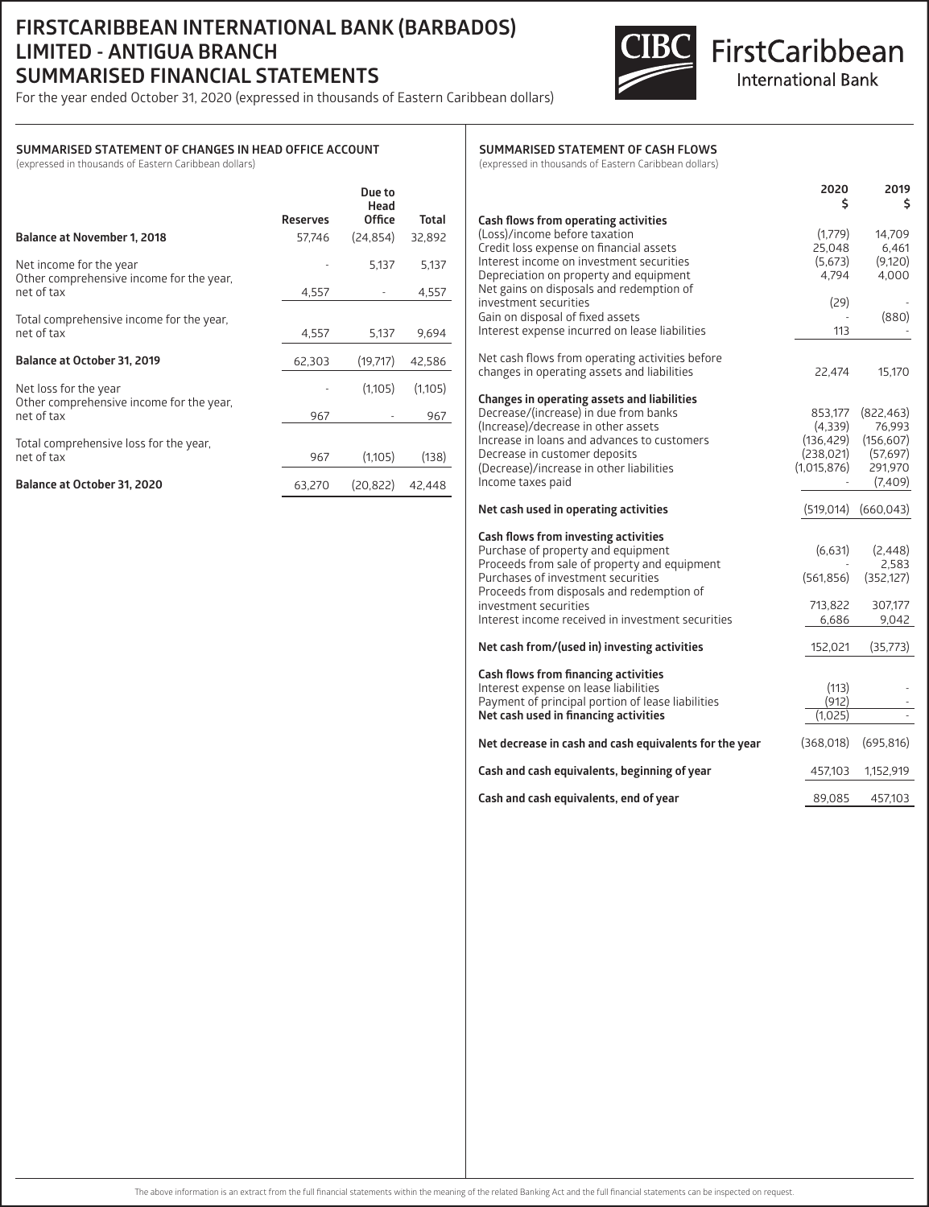# FIRSTCARIBBEAN INTERNATIONAL BANK (BARBADOS) LIMITED - ANTIGUA BRANCH
# SUMMARISED FINANCIAL STATEMENTS

For the year ended October 31, 2020 (expressed in thousands of Eastern Caribbean dollars)

CIBC FirstCaribbean International Bank

### SUMMARISED STATEMENT OF CHANGES IN HEAD OFFICE ACCOUNT

(expressed in thousands of Eastern Caribbean dollars)

| | Reserves | Due to Head Office | Total |
|---|---|---|---|
| **Balance at November 1, 2018** | 57,746 | (24,854) | 32,892 |
| Net income for the year | - | 5,137 | 5,137 |
| Other comprehensive income for the year, net of tax | 4,557 | - | 4,557 |
| Total comprehensive income for the year, net of tax | 4,557 | 5,137 | 9,694 |
| **Balance at October 31, 2019** | 62,303 | (19,717) | 42,586 |
| Net loss for the year | - | (1,105) | (1,105) |
| Other comprehensive income for the year, net of tax | 967 | - | 967 |
| Total comprehensive loss for the year, net of tax | 967 | (1,105) | (138) |
| **Balance at October 31, 2020** | 63,270 | (20,822) | 42,448 |

### SUMMARISED STATEMENT OF CASH FLOWS

(expressed in thousands of Eastern Caribbean dollars)

| | 2020 $ | 2019 $ |
|---|---|---|
| **Cash flows from operating activities** | | |
| (Loss)/income before taxation | (1,779) | 14,709 |
| Credit loss expense on financial assets | 25,048 | 6,461 |
| Interest income on investment securities | (5,673) | (9,120) |
| Depreciation on property and equipment | 4,794 | 4,000 |
| Net gains on disposals and redemption of investment securities | (29) | - |
| Gain on disposal of fixed assets | - | (880) |
| Interest expense incurred on lease liabilities | 113 | - |
| Net cash flows from operating activities before changes in operating assets and liabilities | 22,474 | 15,170 |
| **Changes in operating assets and liabilities** | | |
| Decrease/(increase) in due from banks | 853,177 | (822,463) |
| (Increase)/decrease in other assets | (4,339) | 76,993 |
| Increase in loans and advances to customers | (136,429) | (156,607) |
| Decrease in customer deposits | (238,021) | (57,697) |
| (Decrease)/increase in other liabilities | (1,015,876) | 291,970 |
| Income taxes paid | - | (7,409) |
| **Net cash used in operating activities** | (519,014) | (660,043) |
| **Cash flows from investing activities** | | |
| Purchase of property and equipment | (6,631) | (2,448) |
| Proceeds from sale of property and equipment | - | 2,583 |
| Purchases of investment securities | (561,856) | (352,127) |
| Proceeds from disposals and redemption of investment securities | 713,822 | 307,177 |
| Interest income received in investment securities | 6,686 | 9,042 |
| **Net cash from/(used in) investing activities** | 152,021 | (35,773) |
| **Cash flows from financing activities** | | |
| Interest expense on lease liabilities | (113) | - |
| Payment of principal portion of lease liabilities | (912) | - |
| **Net cash used in financing activities** | (1,025) | - |
| **Net decrease in cash and cash equivalents for the year** | (368,018) | (695,816) |
| **Cash and cash equivalents, beginning of year** | 457,103 | 1,152,919 |
| **Cash and cash equivalents, end of year** | 89,085 | 457,103 |

The above information is an extract from the full financial statements within the meaning of the related Banking Act and the full financial statements can be inspected on request.